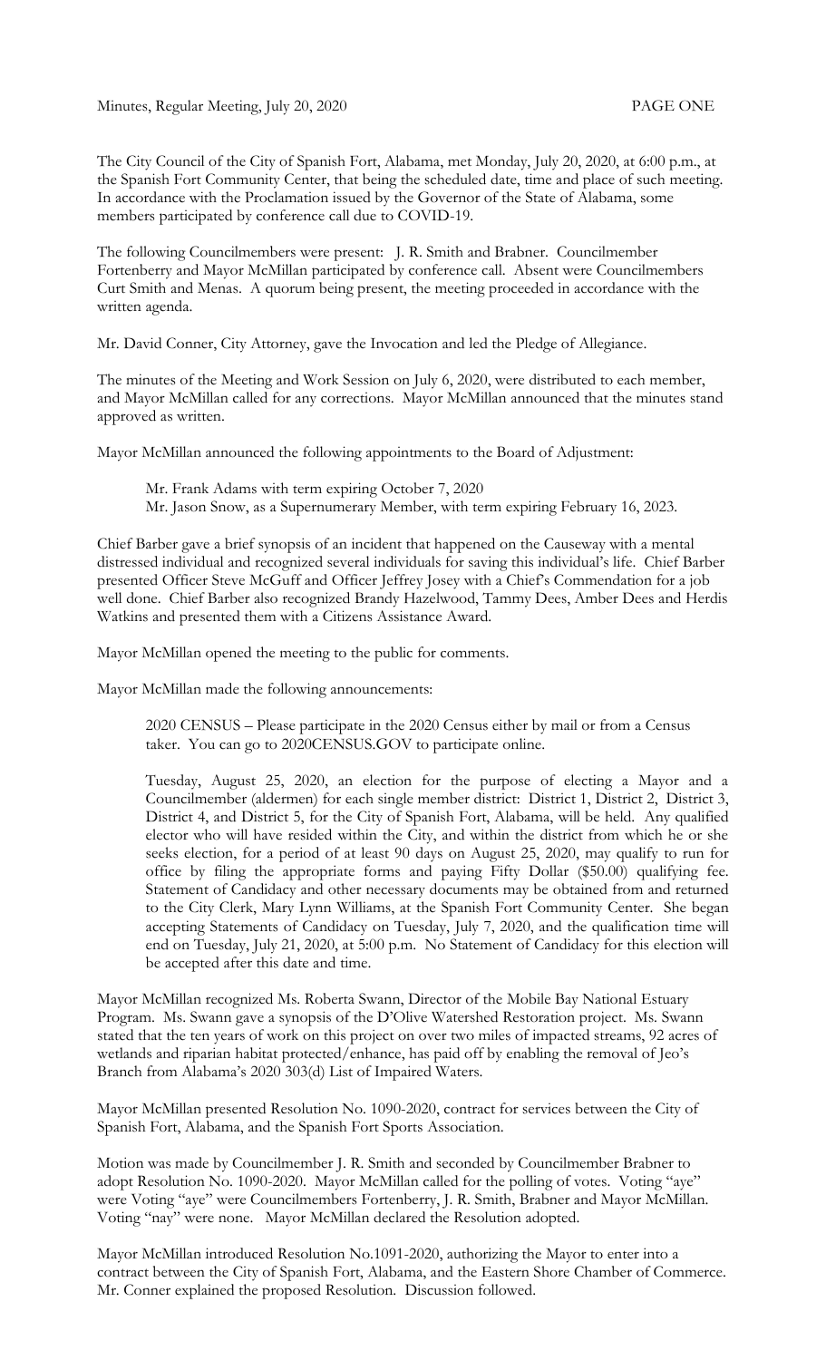The City Council of the City of Spanish Fort, Alabama, met Monday, July 20, 2020, at 6:00 p.m., at the Spanish Fort Community Center, that being the scheduled date, time and place of such meeting. In accordance with the Proclamation issued by the Governor of the State of Alabama, some members participated by conference call due to COVID-19.

The following Councilmembers were present: J. R. Smith and Brabner. Councilmember Fortenberry and Mayor McMillan participated by conference call. Absent were Councilmembers Curt Smith and Menas. A quorum being present, the meeting proceeded in accordance with the written agenda.

Mr. David Conner, City Attorney, gave the Invocation and led the Pledge of Allegiance.

The minutes of the Meeting and Work Session on July 6, 2020, were distributed to each member, and Mayor McMillan called for any corrections. Mayor McMillan announced that the minutes stand approved as written.

Mayor McMillan announced the following appointments to the Board of Adjustment:

Mr. Frank Adams with term expiring October 7, 2020
Mr. Jason Snow, as a Supernumerary Member, with term expiring February 16, 2023.

Chief Barber gave a brief synopsis of an incident that happened on the Causeway with a mental distressed individual and recognized several individuals for saving this individual's life. Chief Barber presented Officer Steve McGuff and Officer Jeffrey Josey with a Chief's Commendation for a job well done. Chief Barber also recognized Brandy Hazelwood, Tammy Dees, Amber Dees and Herdis Watkins and presented them with a Citizens Assistance Award.

Mayor McMillan opened the meeting to the public for comments.

Mayor McMillan made the following announcements:

2020 CENSUS – Please participate in the 2020 Census either by mail or from a Census taker. You can go to 2020CENSUS.GOV to participate online.

Tuesday, August 25, 2020, an election for the purpose of electing a Mayor and a Councilmember (aldermen) for each single member district: District 1, District 2, District 3, District 4, and District 5, for the City of Spanish Fort, Alabama, will be held. Any qualified elector who will have resided within the City, and within the district from which he or she seeks election, for a period of at least 90 days on August 25, 2020, may qualify to run for office by filing the appropriate forms and paying Fifty Dollar ($50.00) qualifying fee. Statement of Candidacy and other necessary documents may be obtained from and returned to the City Clerk, Mary Lynn Williams, at the Spanish Fort Community Center. She began accepting Statements of Candidacy on Tuesday, July 7, 2020, and the qualification time will end on Tuesday, July 21, 2020, at 5:00 p.m. No Statement of Candidacy for this election will be accepted after this date and time.

Mayor McMillan recognized Ms. Roberta Swann, Director of the Mobile Bay National Estuary Program. Ms. Swann gave a synopsis of the D'Olive Watershed Restoration project. Ms. Swann stated that the ten years of work on this project on over two miles of impacted streams, 92 acres of wetlands and riparian habitat protected/enhance, has paid off by enabling the removal of Jeo's Branch from Alabama's 2020 303(d) List of Impaired Waters.

Mayor McMillan presented Resolution No. 1090-2020, contract for services between the City of Spanish Fort, Alabama, and the Spanish Fort Sports Association.

Motion was made by Councilmember J. R. Smith and seconded by Councilmember Brabner to adopt Resolution No. 1090-2020. Mayor McMillan called for the polling of votes. Voting "aye" were Voting "aye" were Councilmembers Fortenberry, J. R. Smith, Brabner and Mayor McMillan. Voting "nay" were none. Mayor McMillan declared the Resolution adopted.

Mayor McMillan introduced Resolution No.1091-2020, authorizing the Mayor to enter into a contract between the City of Spanish Fort, Alabama, and the Eastern Shore Chamber of Commerce. Mr. Conner explained the proposed Resolution. Discussion followed.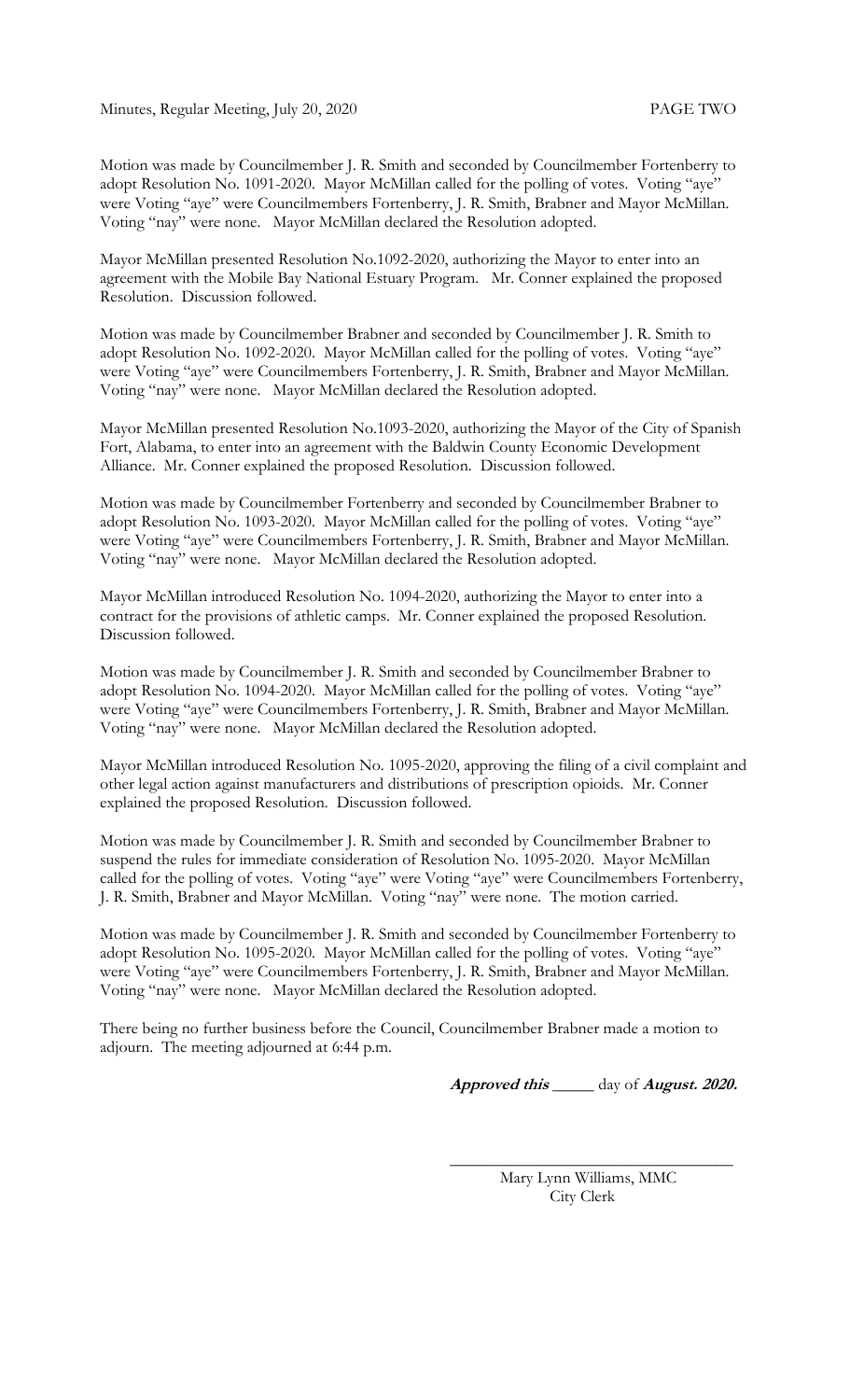Motion was made by Councilmember J. R. Smith and seconded by Councilmember Fortenberry to adopt Resolution No. 1091-2020. Mayor McMillan called for the polling of votes. Voting "aye" were Voting "aye" were Councilmembers Fortenberry, J. R. Smith, Brabner and Mayor McMillan. Voting "nay" were none. Mayor McMillan declared the Resolution adopted.

Mayor McMillan presented Resolution No.1092-2020, authorizing the Mayor to enter into an agreement with the Mobile Bay National Estuary Program. Mr. Conner explained the proposed Resolution. Discussion followed.

Motion was made by Councilmember Brabner and seconded by Councilmember J. R. Smith to adopt Resolution No. 1092-2020. Mayor McMillan called for the polling of votes. Voting "aye" were Voting "aye" were Councilmembers Fortenberry, J. R. Smith, Brabner and Mayor McMillan. Voting "nay" were none. Mayor McMillan declared the Resolution adopted.

Mayor McMillan presented Resolution No.1093-2020, authorizing the Mayor of the City of Spanish Fort, Alabama, to enter into an agreement with the Baldwin County Economic Development Alliance. Mr. Conner explained the proposed Resolution. Discussion followed.

Motion was made by Councilmember Fortenberry and seconded by Councilmember Brabner to adopt Resolution No. 1093-2020. Mayor McMillan called for the polling of votes. Voting "aye" were Voting "aye" were Councilmembers Fortenberry, J. R. Smith, Brabner and Mayor McMillan. Voting "nay" were none. Mayor McMillan declared the Resolution adopted.

Mayor McMillan introduced Resolution No. 1094-2020, authorizing the Mayor to enter into a contract for the provisions of athletic camps. Mr. Conner explained the proposed Resolution. Discussion followed.

Motion was made by Councilmember J. R. Smith and seconded by Councilmember Brabner to adopt Resolution No. 1094-2020. Mayor McMillan called for the polling of votes. Voting "aye" were Voting "aye" were Councilmembers Fortenberry, J. R. Smith, Brabner and Mayor McMillan. Voting "nay" were none. Mayor McMillan declared the Resolution adopted.

Mayor McMillan introduced Resolution No. 1095-2020, approving the filing of a civil complaint and other legal action against manufacturers and distributions of prescription opioids. Mr. Conner explained the proposed Resolution. Discussion followed.

Motion was made by Councilmember J. R. Smith and seconded by Councilmember Brabner to suspend the rules for immediate consideration of Resolution No. 1095-2020. Mayor McMillan called for the polling of votes. Voting "aye" were Voting "aye" were Councilmembers Fortenberry, J. R. Smith, Brabner and Mayor McMillan. Voting "nay" were none. The motion carried.

Motion was made by Councilmember J. R. Smith and seconded by Councilmember Fortenberry to adopt Resolution No. 1095-2020. Mayor McMillan called for the polling of votes. Voting "aye" were Voting "aye" were Councilmembers Fortenberry, J. R. Smith, Brabner and Mayor McMillan. Voting "nay" were none. Mayor McMillan declared the Resolution adopted.

There being no further business before the Council, Councilmember Brabner made a motion to adjourn. The meeting adjourned at 6:44 p.m.

***Approved this*** _____ day of ***August. 2020.***

___________________________________

Mary Lynn Williams, MMC
City Clerk